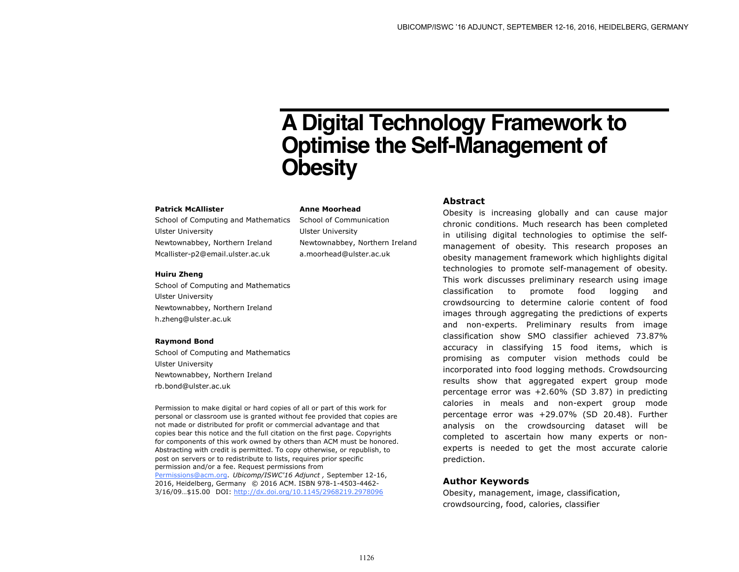# A Digital Technology Framework to Optimise the Self-Management of Obesity

**Patrick McAllister**
School of Computing and Mathematics
Ulster University
Newtownabbey, Northern Ireland
Mcallister-p2@email.ulster.ac.uk

**Huiru Zheng**
School of Computing and Mathematics
Ulster University
Newtownabbey, Northern Ireland
h.zheng@ulster.ac.uk

**Raymond Bond**
School of Computing and Mathematics
Ulster University
Newtownabbey, Northern Ireland
rb.bond@ulster.ac.uk

**Anne Moorhead**
School of Communication
Ulster University
Newtownabbey, Northern Ireland
a.moorhead@ulster.ac.uk

Permission to make digital or hard copies of all or part of this work for personal or classroom use is granted without fee provided that copies are not made or distributed for profit or commercial advantage and that copies bear this notice and the full citation on the first page. Copyrights for components of this work owned by others than ACM must be honored. Abstracting with credit is permitted. To copy otherwise, or republish, to post on servers or to redistribute to lists, requires prior specific permission and/or a fee. Request permissions from Permissions@acm.org. *Ubicomp/ISWC'16 Adjunct* , September 12-16, 2016, Heidelberg, Germany © 2016 ACM. ISBN 978-1-4503-4462-3/16/09…$15.00 DOI: http://dx.doi.org/10.1145/2968219.2978096

## Abstract

Obesity is increasing globally and can cause major chronic conditions. Much research has been completed in utilising digital technologies to optimise the self-management of obesity. This research proposes an obesity management framework which highlights digital technologies to promote self-management of obesity. This work discusses preliminary research using image classification to promote food logging and crowdsourcing to determine calorie content of food images through aggregating the predictions of experts and non-experts. Preliminary results from image classification show SMO classifier achieved 73.87% accuracy in classifying 15 food items, which is promising as computer vision methods could be incorporated into food logging methods. Crowdsourcing results show that aggregated expert group mode percentage error was +2.60% (SD 3.87) in predicting calories in meals and non-expert group mode percentage error was +29.07% (SD 20.48). Further analysis on the crowdsourcing dataset will be completed to ascertain how many experts or non-experts is needed to get the most accurate calorie prediction.

## Author Keywords

Obesity, management, image, classification, crowdsourcing, food, calories, classifier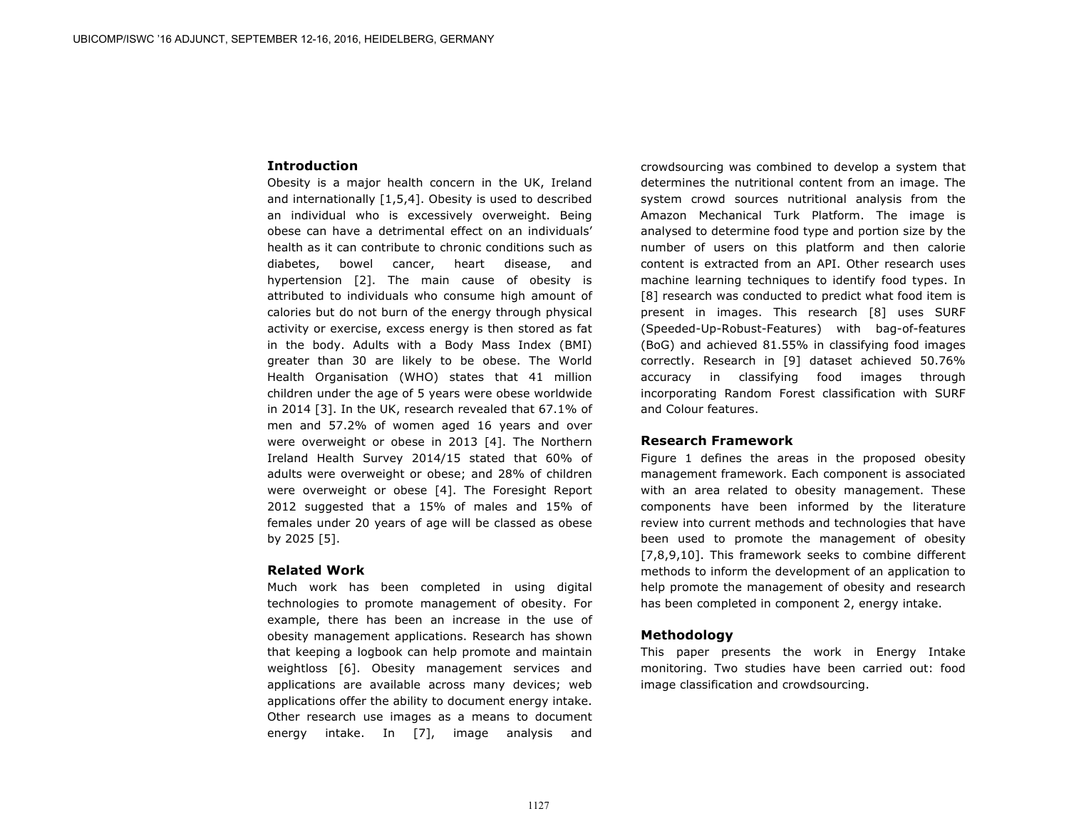## Introduction

Obesity is a major health concern in the UK, Ireland and internationally [1,5,4]. Obesity is used to described an individual who is excessively overweight. Being obese can have a detrimental effect on an individuals' health as it can contribute to chronic conditions such as diabetes, bowel cancer, heart disease, and hypertension [2]. The main cause of obesity is attributed to individuals who consume high amount of calories but do not burn of the energy through physical activity or exercise, excess energy is then stored as fat in the body. Adults with a Body Mass Index (BMI) greater than 30 are likely to be obese. The World Health Organisation (WHO) states that 41 million children under the age of 5 years were obese worldwide in 2014 [3]. In the UK, research revealed that 67.1% of men and 57.2% of women aged 16 years and over were overweight or obese in 2013 [4]. The Northern Ireland Health Survey 2014/15 stated that 60% of adults were overweight or obese; and 28% of children were overweight or obese [4]. The Foresight Report 2012 suggested that a 15% of males and 15% of females under 20 years of age will be classed as obese by 2025 [5].

## Related Work

Much work has been completed in using digital technologies to promote management of obesity. For example, there has been an increase in the use of obesity management applications. Research has shown that keeping a logbook can help promote and maintain weightloss [6]. Obesity management services and applications are available across many devices; web applications offer the ability to document energy intake. Other research use images as a means to document energy intake. In [7], image analysis and crowdsourcing was combined to develop a system that determines the nutritional content from an image. The system crowd sources nutritional analysis from the Amazon Mechanical Turk Platform. The image is analysed to determine food type and portion size by the number of users on this platform and then calorie content is extracted from an API. Other research uses machine learning techniques to identify food types. In [8] research was conducted to predict what food item is present in images. This research [8] uses SURF (Speeded-Up-Robust-Features) with bag-of-features (BoG) and achieved 81.55% in classifying food images correctly. Research in [9] dataset achieved 50.76% accuracy in classifying food images through incorporating Random Forest classification with SURF and Colour features.

## Research Framework

Figure 1 defines the areas in the proposed obesity management framework. Each component is associated with an area related to obesity management. These components have been informed by the literature review into current methods and technologies that have been used to promote the management of obesity [7,8,9,10]. This framework seeks to combine different methods to inform the development of an application to help promote the management of obesity and research has been completed in component 2, energy intake.

## Methodology

This paper presents the work in Energy Intake monitoring. Two studies have been carried out: food image classification and crowdsourcing.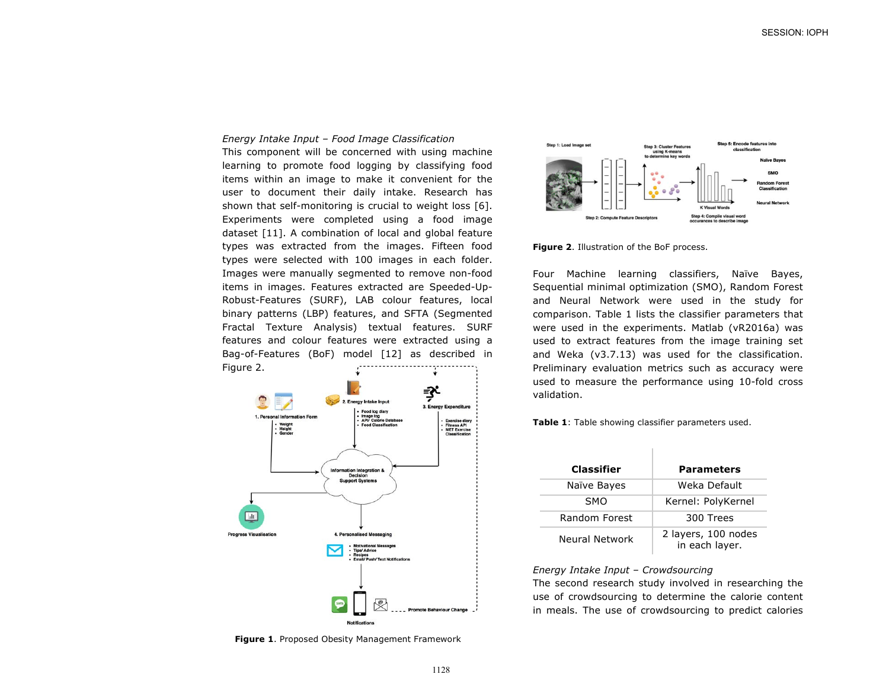*Energy Intake Input – Food Image Classification*

This component will be concerned with using machine learning to promote food logging by classifying food items within an image to make it convenient for the user to document their daily intake. Research has shown that self-monitoring is crucial to weight loss [6]. Experiments were completed using a food image dataset [11]. A combination of local and global feature types was extracted from the images. Fifteen food types were selected with 100 images in each folder. Images were manually segmented to remove non-food items in images. Features extracted are Speeded-Up-Robust-Features (SURF), LAB colour features, local binary patterns (LBP) features, and SFTA (Segmented Fractal Texture Analysis) textual features. SURF features and colour features were extracted using a Bag-of-Features (BoF) model [12] as described in Figure 2.

**Figure 1**. Proposed Obesity Management Framework

**Figure 2**. Illustration of the BoF process.

Four Machine learning classifiers, Naïve Bayes, Sequential minimal optimization (SMO), Random Forest and Neural Network were used in the study for comparison. Table 1 lists the classifier parameters that were used in the experiments. Matlab (vR2016a) was used to extract features from the image training set and Weka (v3.7.13) was used for the classification. Preliminary evaluation metrics such as accuracy were used to measure the performance using 10-fold cross validation.

**Table 1**: Table showing classifier parameters used.

| Classifier | Parameters |
|---|---|
| Naïve Bayes | Weka Default |
| SMO | Kernel: PolyKernel |
| Random Forest | 300 Trees |
| Neural Network | 2 layers, 100 nodes in each layer. |

*Energy Intake Input – Crowdsourcing*

The second research study involved in researching the use of crowdsourcing to determine the calorie content in meals. The use of crowdsourcing to predict calories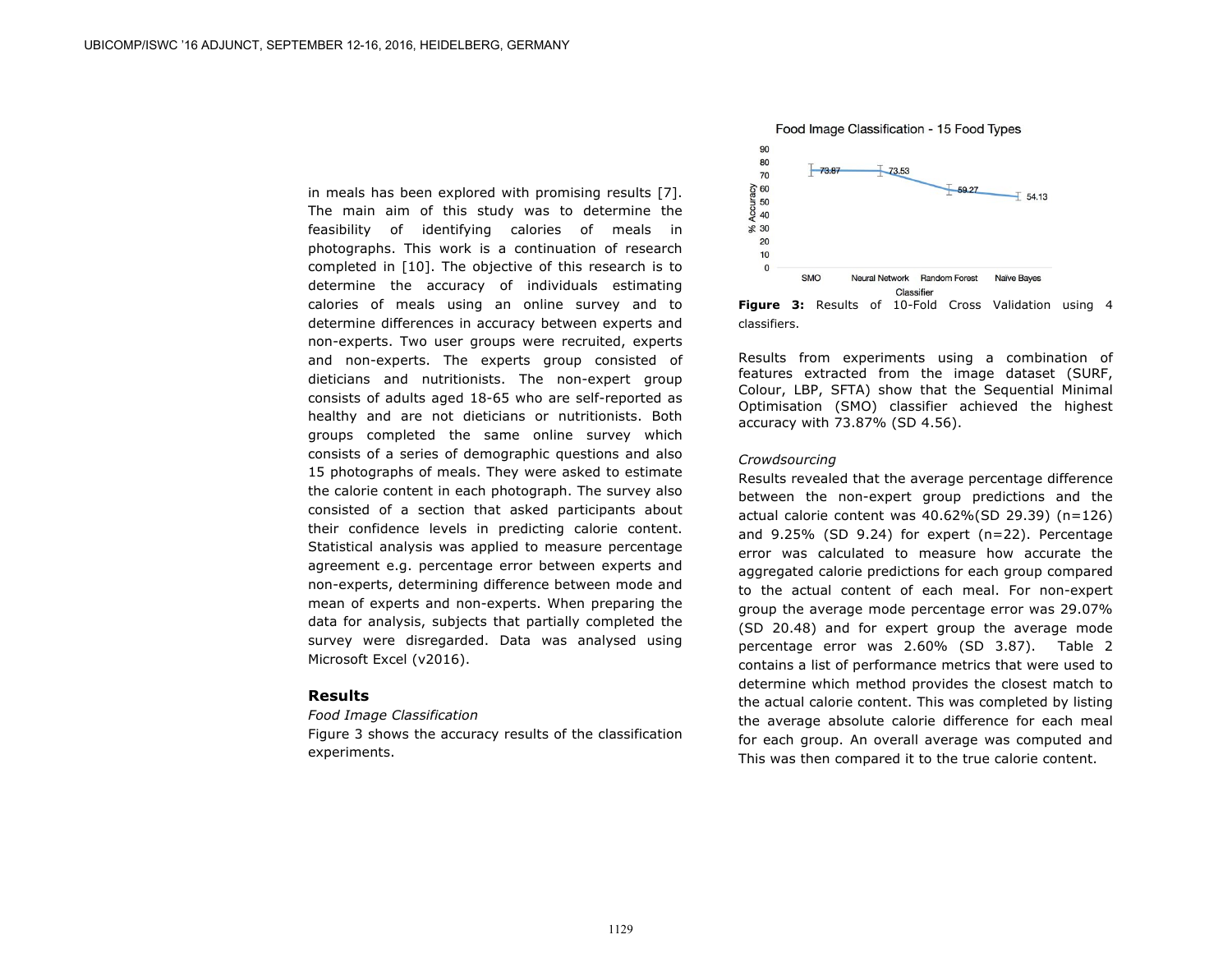in meals has been explored with promising results [7]. The main aim of this study was to determine the feasibility of identifying calories of meals in photographs. This work is a continuation of research completed in [10]. The objective of this research is to determine the accuracy of individuals estimating calories of meals using an online survey and to determine differences in accuracy between experts and non-experts. Two user groups were recruited, experts and non-experts. The experts group consisted of dieticians and nutritionists. The non-expert group consists of adults aged 18-65 who are self-reported as healthy and are not dieticians or nutritionists. Both groups completed the same online survey which consists of a series of demographic questions and also 15 photographs of meals. They were asked to estimate the calorie content in each photograph. The survey also consisted of a section that asked participants about their confidence levels in predicting calorie content. Statistical analysis was applied to measure percentage agreement e.g. percentage error between experts and non-experts, determining difference between mode and mean of experts and non-experts. When preparing the data for analysis, subjects that partially completed the survey were disregarded. Data was analysed using Microsoft Excel (v2016).

## Results

*Food Image Classification*

Figure 3 shows the accuracy results of the classification experiments.

**Figure 3:** Results of 10-Fold Cross Validation using 4 classifiers.

Results from experiments using a combination of features extracted from the image dataset (SURF, Colour, LBP, SFTA) show that the Sequential Minimal Optimisation (SMO) classifier achieved the highest accuracy with 73.87% (SD 4.56).

*Crowdsourcing*

Results revealed that the average percentage difference between the non-expert group predictions and the actual calorie content was 40.62%(SD 29.39) (n=126) and 9.25% (SD 9.24) for expert (n=22). Percentage error was calculated to measure how accurate the aggregated calorie predictions for each group compared to the actual content of each meal. For non-expert group the average mode percentage error was 29.07% (SD 20.48) and for expert group the average mode percentage error was 2.60% (SD 3.87). Table 2 contains a list of performance metrics that were used to determine which method provides the closest match to the actual calorie content. This was completed by listing the average absolute calorie difference for each meal for each group. An overall average was computed and This was then compared it to the true calorie content.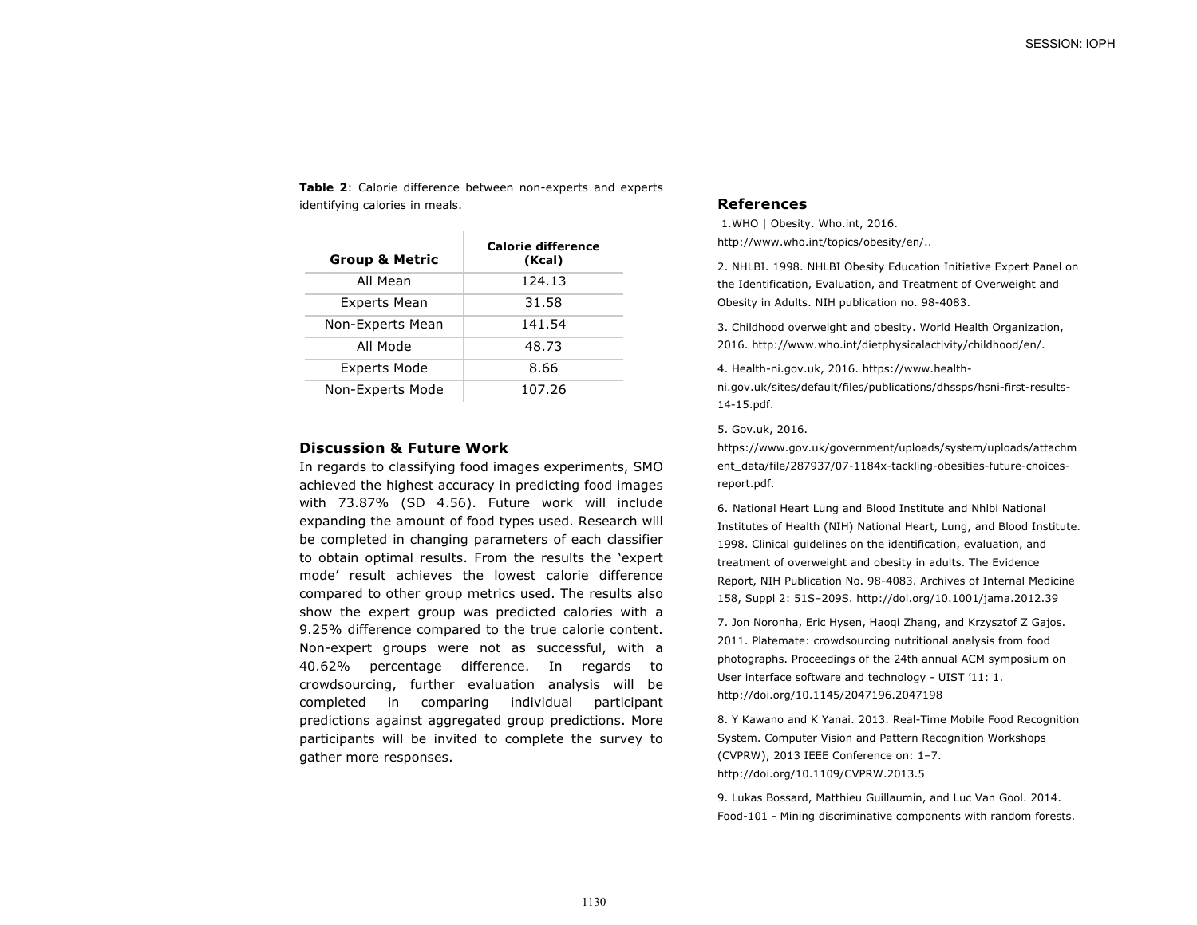**Table 2**: Calorie difference between non-experts and experts identifying calories in meals.

| Group & Metric | Calorie difference (Kcal) |
| --- | --- |
| All Mean | 124.13 |
| Experts Mean | 31.58 |
| Non-Experts Mean | 141.54 |
| All Mode | 48.73 |
| Experts Mode | 8.66 |
| Non-Experts Mode | 107.26 |

## Discussion & Future Work

In regards to classifying food images experiments, SMO achieved the highest accuracy in predicting food images with 73.87% (SD 4.56). Future work will include expanding the amount of food types used. Research will be completed in changing parameters of each classifier to obtain optimal results. From the results the 'expert mode' result achieves the lowest calorie difference compared to other group metrics used. The results also show the expert group was predicted calories with a 9.25% difference compared to the true calorie content. Non-expert groups were not as successful, with a 40.62% percentage difference. In regards to crowdsourcing, further evaluation analysis will be completed in comparing individual participant predictions against aggregated group predictions. More participants will be invited to complete the survey to gather more responses.

## References

1. WHO | Obesity. Who.int, 2016. http://www.who.int/topics/obesity/en/..

2. NHLBI. 1998. NHLBI Obesity Education Initiative Expert Panel on the Identification, Evaluation, and Treatment of Overweight and Obesity in Adults. NIH publication no. 98-4083.

3. Childhood overweight and obesity. World Health Organization, 2016. http://www.who.int/dietphysicalactivity/childhood/en/.

4. Health-ni.gov.uk, 2016. https://www.health-ni.gov.uk/sites/default/files/publications/dhssps/hsni-first-results-14-15.pdf.

5. Gov.uk, 2016. https://www.gov.uk/government/uploads/system/uploads/attachment_data/file/287937/07-1184x-tackling-obesities-future-choices-report.pdf.

6. National Heart Lung and Blood Institute and Nhlbi National Institutes of Health (NIH) National Heart, Lung, and Blood Institute. 1998. Clinical guidelines on the identification, evaluation, and treatment of overweight and obesity in adults. The Evidence Report, NIH Publication No. 98-4083. Archives of Internal Medicine 158, Suppl 2: 51S–209S. http://doi.org/10.1001/jama.2012.39

7. Jon Noronha, Eric Hysen, Haoqi Zhang, and Krzysztof Z Gajos. 2011. Platemate: crowdsourcing nutritional analysis from food photographs. Proceedings of the 24th annual ACM symposium on User interface software and technology - UIST '11: 1. http://doi.org/10.1145/2047196.2047198

8. Y Kawano and K Yanai. 2013. Real-Time Mobile Food Recognition System. Computer Vision and Pattern Recognition Workshops (CVPRW), 2013 IEEE Conference on: 1–7. http://doi.org/10.1109/CVPRW.2013.5

9. Lukas Bossard, Matthieu Guillaumin, and Luc Van Gool. 2014. Food-101 - Mining discriminative components with random forests.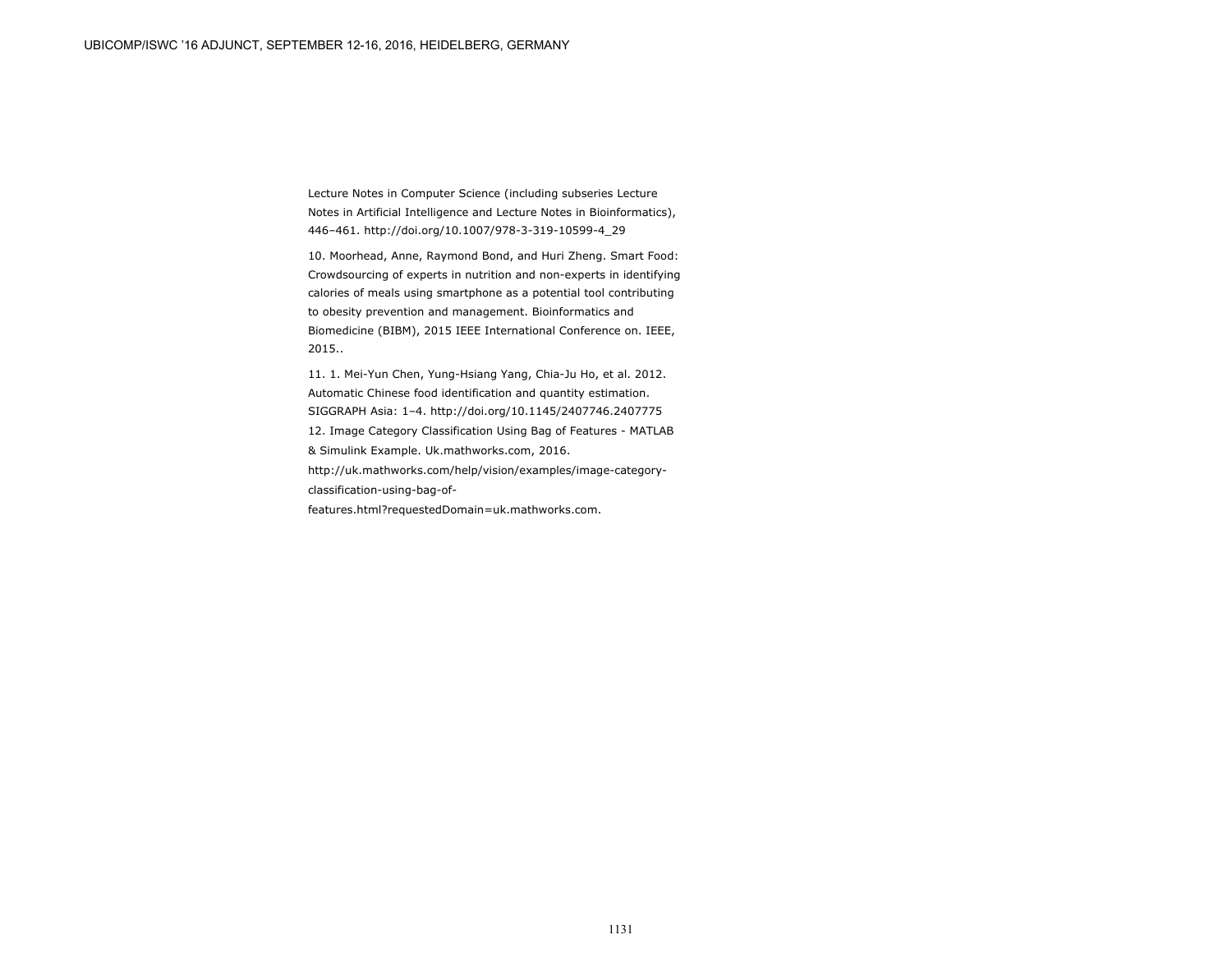Lecture Notes in Computer Science (including subseries Lecture Notes in Artificial Intelligence and Lecture Notes in Bioinformatics), 446–461. http://doi.org/10.1007/978-3-319-10599-4_29

10. Moorhead, Anne, Raymond Bond, and Huri Zheng. Smart Food: Crowdsourcing of experts in nutrition and non-experts in identifying calories of meals using smartphone as a potential tool contributing to obesity prevention and management. Bioinformatics and Biomedicine (BIBM), 2015 IEEE International Conference on. IEEE, 2015..

11. 1. Mei-Yun Chen, Yung-Hsiang Yang, Chia-Ju Ho, et al. 2012. Automatic Chinese food identification and quantity estimation. SIGGRAPH Asia: 1–4. http://doi.org/10.1145/2407746.2407775

12. Image Category Classification Using Bag of Features - MATLAB & Simulink Example. Uk.mathworks.com, 2016. http://uk.mathworks.com/help/vision/examples/image-category-classification-using-bag-of-features.html?requestedDomain=uk.mathworks.com.